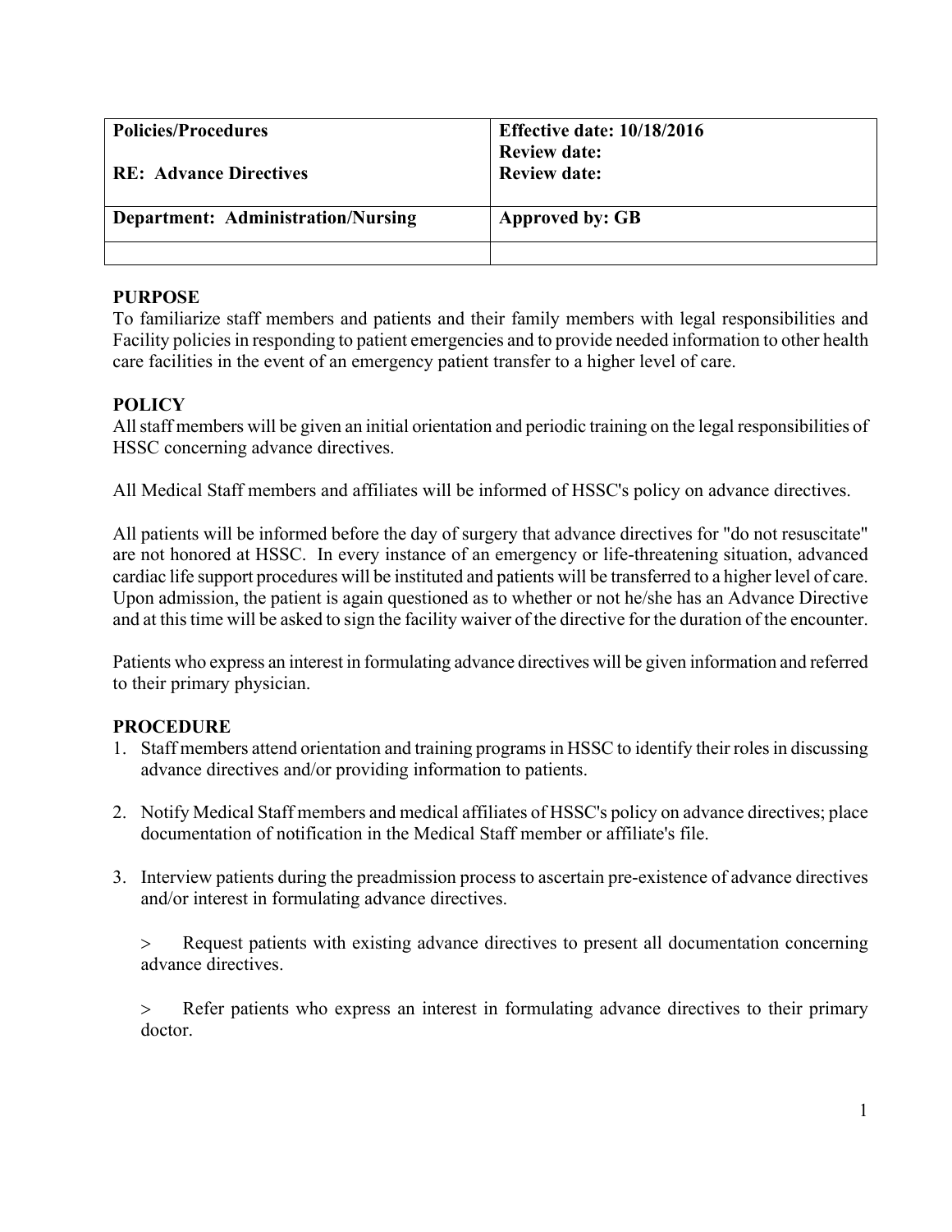| Policies/Procedures<br><br>RE: Advance Directives | Effective date: 10/18/2016<br>Review date:<br>Review date: |
|---|---|
| Department: Administration/Nursing | Approved by: GB |
| | |

## PURPOSE

To familiarize staff members and patients and their family members with legal responsibilities and Facility policies in responding to patient emergencies and to provide needed information to other health care facilities in the event of an emergency patient transfer to a higher level of care.

## POLICY

All staff members will be given an initial orientation and periodic training on the legal responsibilities of HSSC concerning advance directives.

All Medical Staff members and affiliates will be informed of HSSC's policy on advance directives.

All patients will be informed before the day of surgery that advance directives for "do not resuscitate" are not honored at HSSC. In every instance of an emergency or life-threatening situation, advanced cardiac life support procedures will be instituted and patients will be transferred to a higher level of care. Upon admission, the patient is again questioned as to whether or not he/she has an Advance Directive and at this time will be asked to sign the facility waiver of the directive for the duration of the encounter.

Patients who express an interest in formulating advance directives will be given information and referred to their primary physician.

## PROCEDURE

1. Staff members attend orientation and training programs in HSSC to identify their roles in discussing advance directives and/or providing information to patients.

2. Notify Medical Staff members and medical affiliates of HSSC's policy on advance directives; place documentation of notification in the Medical Staff member or affiliate's file.

3. Interview patients during the preadmission process to ascertain pre-existence of advance directives and/or interest in formulating advance directives.

   > Request patients with existing advance directives to present all documentation concerning advance directives.

   > Refer patients who express an interest in formulating advance directives to their primary doctor.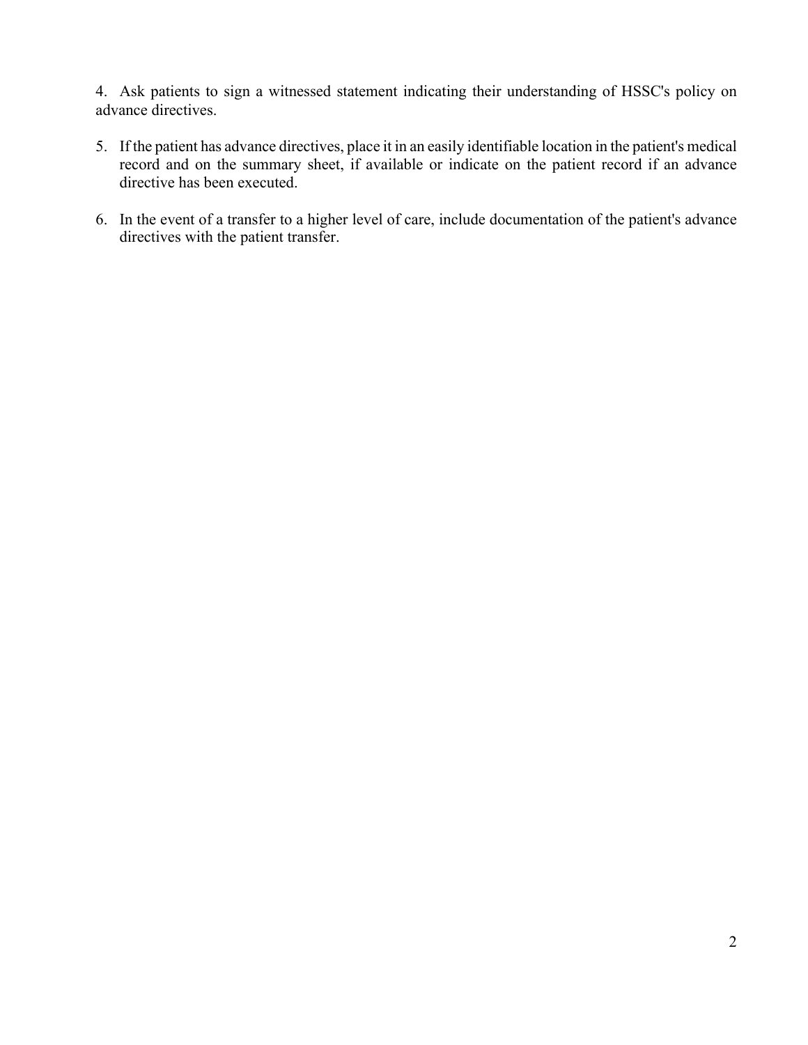4. Ask patients to sign a witnessed statement indicating their understanding of HSSC's policy on advance directives.

5. If the patient has advance directives, place it in an easily identifiable location in the patient's medical record and on the summary sheet, if available or indicate on the patient record if an advance directive has been executed.

6. In the event of a transfer to a higher level of care, include documentation of the patient's advance directives with the patient transfer.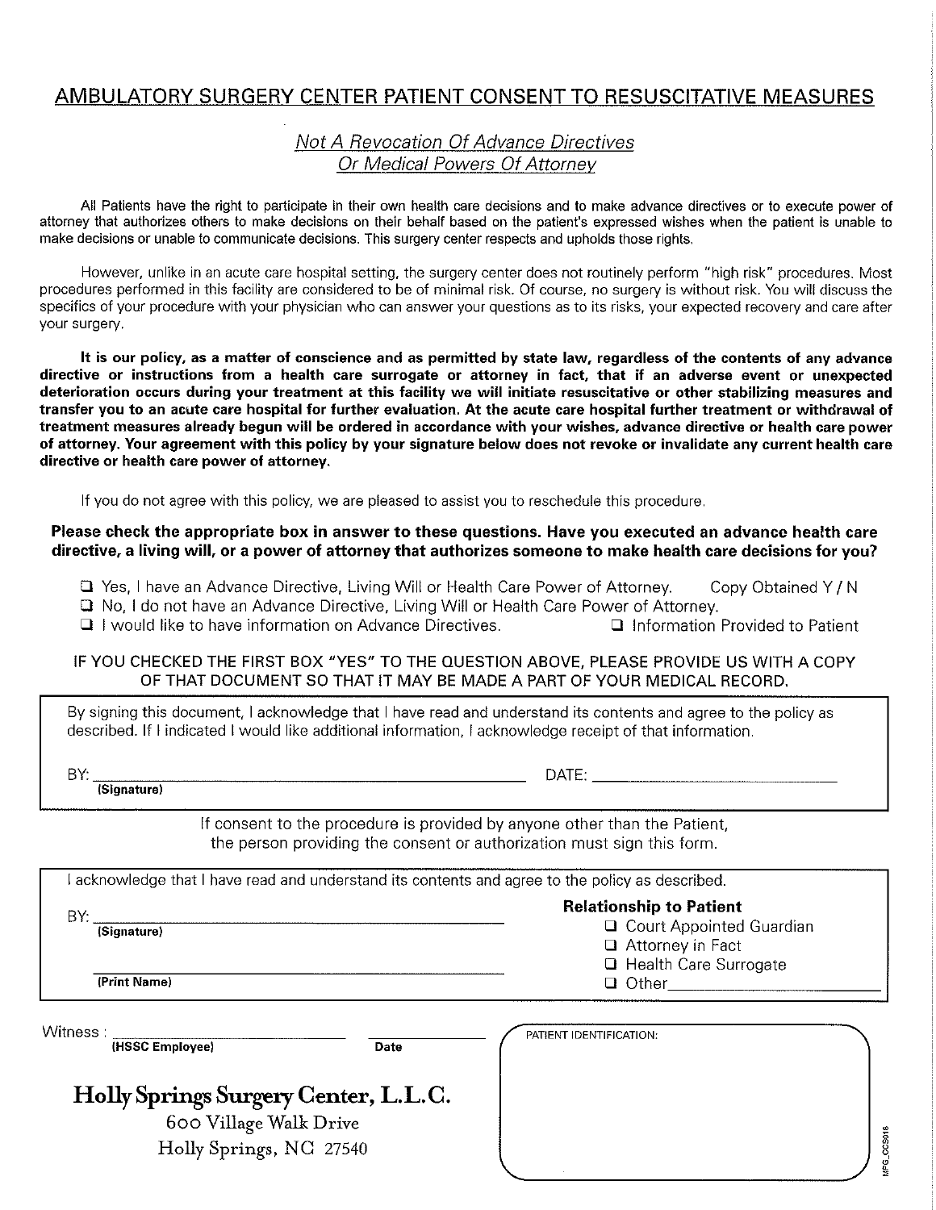# AMBULATORY SURGERY CENTER PATIENT CONSENT TO RESUSCITATIVE MEASURES

## *Not A Revocation Of Advance Directives Or Medical Powers Of Attorney*

All Patients have the right to participate in their own health care decisions and to make advance directives or to execute power of attorney that authorizes others to make decisions on their behalf based on the patient's expressed wishes when the patient is unable to make decisions or unable to communicate decisions. This surgery center respects and upholds those rights.

However, unlike in an acute care hospital setting, the surgery center does not routinely perform "high risk" procedures. Most procedures performed in this facility are considered to be of minimal risk. Of course, no surgery is without risk. You will discuss the specifics of your procedure with your physician who can answer your questions as to its risks, your expected recovery and care after your surgery.

**It is our policy, as a matter of conscience and as permitted by state law, regardless of the contents of any advance directive or instructions from a health care surrogate or attorney in fact, that if an adverse event or unexpected deterioration occurs during your treatment at this facility we will initiate resuscitative or other stabilizing measures and transfer you to an acute care hospital for further evaluation. At the acute care hospital further treatment or withdrawal of treatment measures already begun will be ordered in accordance with your wishes, advance directive or health care power of attorney. Your agreement with this policy by your signature below does not revoke or invalidate any current health care directive or health care power of attorney.**

If you do not agree with this policy, we are pleased to assist you to reschedule this procedure.

**Please check the appropriate box in answer to these questions. Have you executed an advance health care directive, a living will, or a power of attorney that authorizes someone to make health care decisions for you?**

- ☐ Yes, I have an Advance Directive, Living Will or Health Care Power of Attorney. Copy Obtained Y / N
- ☐ No, I do not have an Advance Directive, Living Will or Health Care Power of Attorney.
- ☐ I would like to have information on Advance Directives. ☐ Information Provided to Patient

IF YOU CHECKED THE FIRST BOX "YES" TO THE QUESTION ABOVE, PLEASE PROVIDE US WITH A COPY OF THAT DOCUMENT SO THAT IT MAY BE MADE A PART OF YOUR MEDICAL RECORD.

By signing this document, I acknowledge that I have read and understand its contents and agree to the policy as described. If I indicated I would like additional information, I acknowledge receipt of that information.

BY: ______________________________ DATE: ______________________
**(Signature)**

If consent to the procedure is provided by anyone other than the Patient, the person providing the consent or authorization must sign this form.

I acknowledge that I have read and understand its contents and agree to the policy as described.

BY: ______________________________
**(Signature)**

______________________________
**(Print Name)**

**Relationship to Patient**
- ☐ Court Appointed Guardian
- ☐ Attorney in Fact
- ☐ Health Care Surrogate
- ☐ Other______________

Witness : ______________________ ______________
**(HSSC Employee)** **Date**

PATIENT IDENTIFICATION:

**Holly Springs Surgery Center, L.L.C.**
600 Village Walk Drive
Holly Springs, NC 27540

MPG_CCS018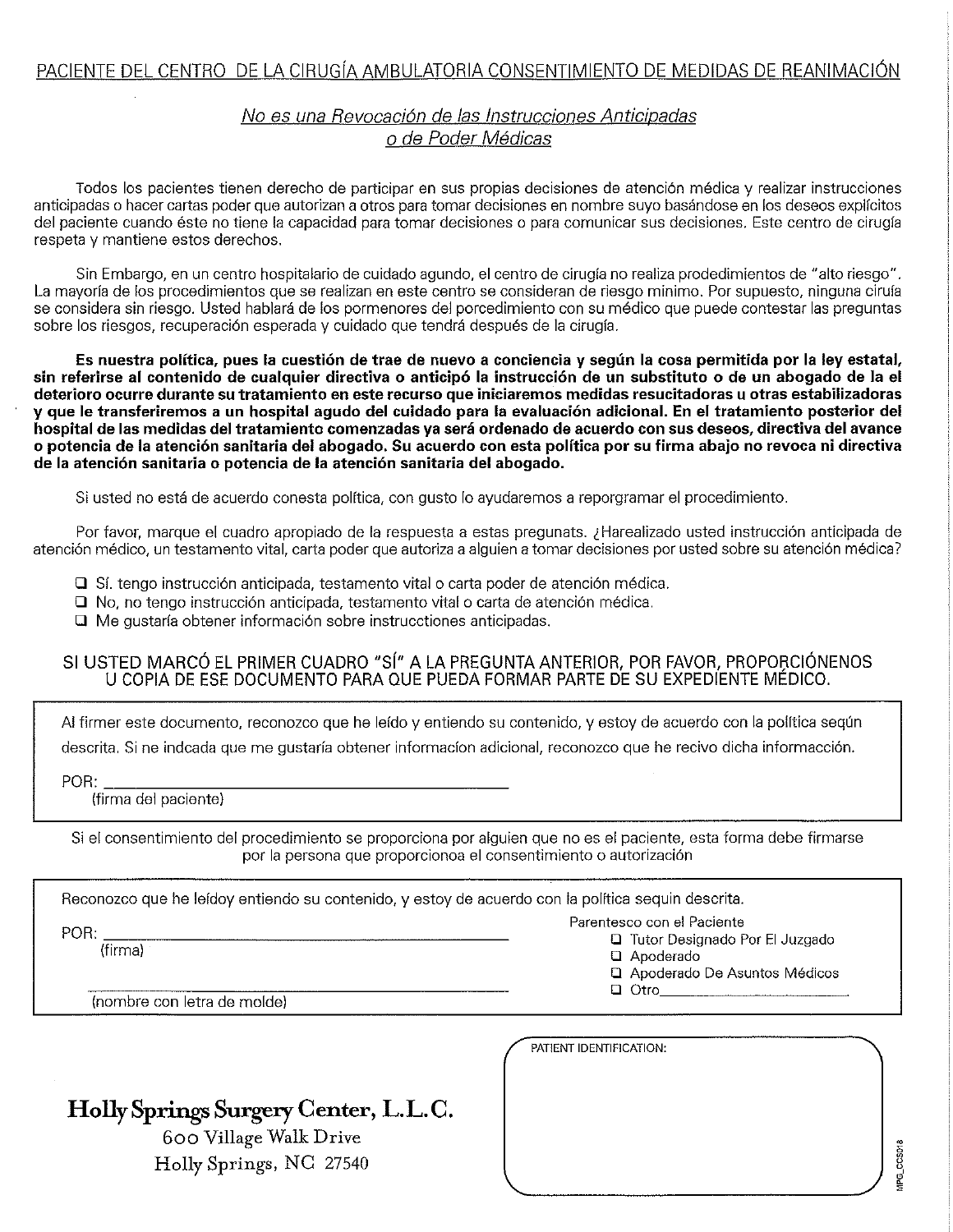## PACIENTE DEL CENTRO DE LA CIRUGÍA AMBULATORIA CONSENTIMIENTO DE MEDIDAS DE REANIMACIÓN

*No es una Revocación de las Instrucciones Anticipadas o de Poder Médicas*

Todos los pacientes tienen derecho de participar en sus propias decisiones de atención médica y realizar instrucciones anticipadas o hacer cartas poder que autorizan a otros para tomar decisiones en nombre suyo basándose en los deseos explícitos del paciente cuando éste no tiene la capacidad para tomar decisiones o para comunicar sus decisiones. Este centro de cirugía respeta y mantiene estos derechos.

Sin Embargo, en un centro hospitalario de cuidado agundo, el centro de cirugía no realiza prodedimientos de "alto riesgo". La mayoría de los procedimientos que se realizan en este centro se consideran de riesgo minimo. Por supuesto, ninguna ciruía se considera sin riesgo. Usted hablará de los pormenores del porcedimiento con su médico que puede contestar las preguntas sobre los riesgos, recuperación esperada y cuidado que tendrá después de la cirugía.

**Es nuestra política, pues la cuestión de trae de nuevo a conciencia y según la cosa permitida por la ley estatal, sin referirse al contenido de cualquier directiva o anticipó la instrucción de un substituto o de un abogado de la el deterioro ocurre durante su tratamiento en este recurso que iniciaremos medidas resucitadoras u otras estabilizadoras y que le transferiremos a un hospital agudo del cuidado para la evaluación adicional. En el tratamiento posterior del hospital de las medidas del tratamiento comenzadas ya será ordenado de acuerdo con sus deseos, directiva del avance o potencia de la atención sanitaria del abogado. Su acuerdo con esta política por su firma abajo no revoca ni directiva de la atención sanitaria o potencia de la atención sanitaria del abogado.**

Si usted no está de acuerdo conesta política, con gusto lo ayudaremos a reporgramar el procedimiento.

Por favor, marque el cuadro apropiado de la respuesta a estas pregunats. ¿Harealizado usted instrucción anticipada de atención médico, un testamento vital, carta poder que autoriza a alguien a tomar decisiones por usted sobre su atención médica?

- ☐ Sí. tengo instrucción anticipada, testamento vital o carta poder de atención médica.
- ☐ No, no tengo instrucción anticipada, testamento vital o carta de atención médica.
- ☐ Me gustaría obtener información sobre instructciones anticipadas.

SI USTED MARCÓ EL PRIMER CUADRO "SÍ" A LA PREGUNTA ANTERIOR, POR FAVOR, PROPORCIÓNENOS U COPIA DE ESE DOCUMENTO PARA QUE PUEDA FORMAR PARTE DE SU EXPEDIENTE MÉDICO.

Al firmer este documento, reconozco que he leído y entiendo su contenido, y estoy de acuerdo con la política según descrita. Si ne indcada que me gustaría obtener informacíon adicional, reconozco que he recivo dicha informacción.

POR: ______________________________
(firma del paciente)

Si el consentimiento del procedimiento se proporciona por alguien que no es el paciente, esta forma debe firmarse por la persona que proporcionoa el consentimiento o autorización

Reconozco que he leídoy entiendo su contenido, y estoy de acuerdo con la política sequin descrita.

POR: ______________________________
(firma)

______________________________
(nombre con letra de molde)

Parentesco con el Paciente
- ☐ Tutor Designado Por El Juzgado
- ☐ Apoderado
- ☐ Apoderado De Asuntos Médicos
- ☐ Otro__________

PATIENT IDENTIFICATION:

**Holly Springs Surgery Center, L.L.C.**
600 Village Walk Drive
Holly Springs, NC 27540

MPG_CCS018